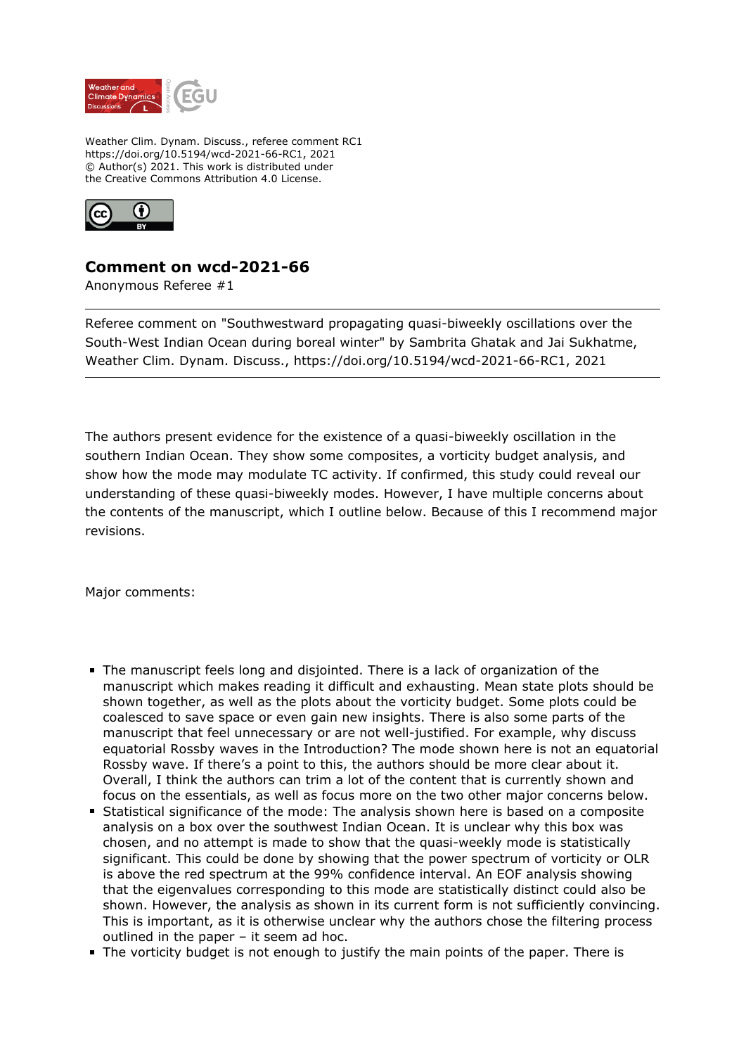Weather Clim. Dynam. Discuss., referee comment RC1
https://doi.org/10.5194/wcd-2021-66-RC1, 2021
© Author(s) 2021. This work is distributed under
the Creative Commons Attribution 4.0 License.

## Comment on wcd-2021-66

Anonymous Referee #1

---

Referee comment on "Southwestward propagating quasi-biweekly oscillations over the South-West Indian Ocean during boreal winter" by Sambrita Ghatak and Jai Sukhatme, Weather Clim. Dynam. Discuss., https://doi.org/10.5194/wcd-2021-66-RC1, 2021

---

The authors present evidence for the existence of a quasi-biweekly oscillation in the southern Indian Ocean. They show some composites, a vorticity budget analysis, and show how the mode may modulate TC activity. If confirmed, this study could reveal our understanding of these quasi-biweekly modes. However, I have multiple concerns about the contents of the manuscript, which I outline below. Because of this I recommend major revisions.

Major comments:

- The manuscript feels long and disjointed. There is a lack of organization of the manuscript which makes reading it difficult and exhausting. Mean state plots should be shown together, as well as the plots about the vorticity budget. Some plots could be coalesced to save space or even gain new insights. There is also some parts of the manuscript that feel unnecessary or are not well-justified. For example, why discuss equatorial Rossby waves in the Introduction? The mode shown here is not an equatorial Rossby wave. If there's a point to this, the authors should be more clear about it. Overall, I think the authors can trim a lot of the content that is currently shown and focus on the essentials, as well as focus more on the two other major concerns below.
- Statistical significance of the mode: The analysis shown here is based on a composite analysis on a box over the southwest Indian Ocean. It is unclear why this box was chosen, and no attempt is made to show that the quasi-weekly mode is statistically significant. This could be done by showing that the power spectrum of vorticity or OLR is above the red spectrum at the 99% confidence interval. An EOF analysis showing that the eigenvalues corresponding to this mode are statistically distinct could also be shown. However, the analysis as shown in its current form is not sufficiently convincing. This is important, as it is otherwise unclear why the authors chose the filtering process outlined in the paper – it seem ad hoc.
- The vorticity budget is not enough to justify the main points of the paper. There is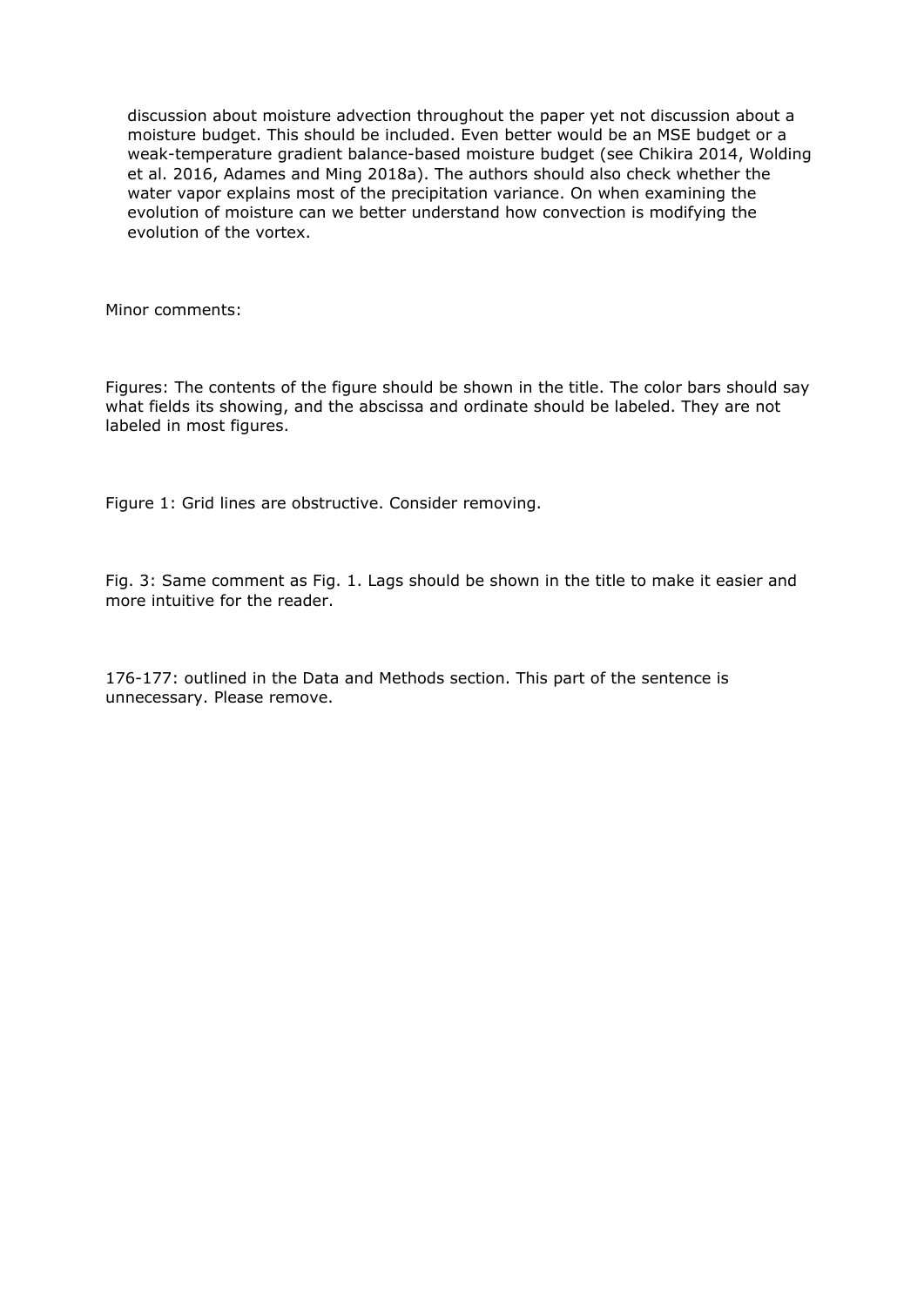discussion about moisture advection throughout the paper yet not discussion about a moisture budget. This should be included. Even better would be an MSE budget or a weak-temperature gradient balance-based moisture budget (see Chikira 2014, Wolding et al. 2016, Adames and Ming 2018a). The authors should also check whether the water vapor explains most of the precipitation variance. On when examining the evolution of moisture can we better understand how convection is modifying the evolution of the vortex.

Minor comments:

Figures: The contents of the figure should be shown in the title. The color bars should say what fields its showing, and the abscissa and ordinate should be labeled. They are not labeled in most figures.

Figure 1: Grid lines are obstructive. Consider removing.

Fig. 3: Same comment as Fig. 1. Lags should be shown in the title to make it easier and more intuitive for the reader.

176-177: outlined in the Data and Methods section. This part of the sentence is unnecessary. Please remove.